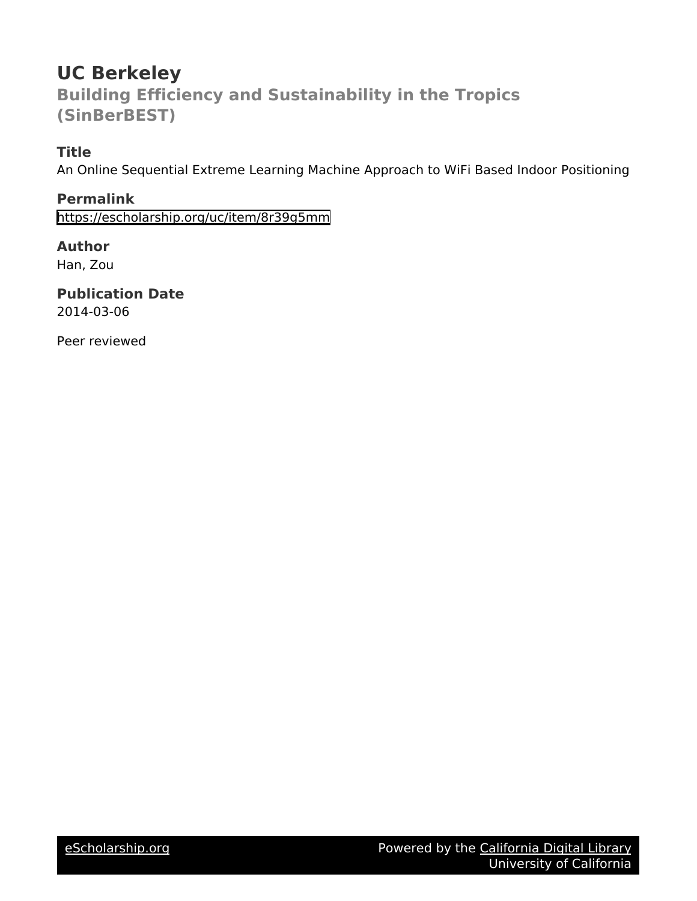# UC Berkeley

## Building Efficiency and Sustainability in the Tropics (SinBerBEST)

### Title

An Online Sequential Extreme Learning Machine Approach to WiFi Based Indoor Positioning

### Permalink

https://escholarship.org/uc/item/8r39g5mm

### Author

Han, Zou

### Publication Date

2014-03-06

Peer reviewed

eScholarship.org Powered by the California Digital Library University of California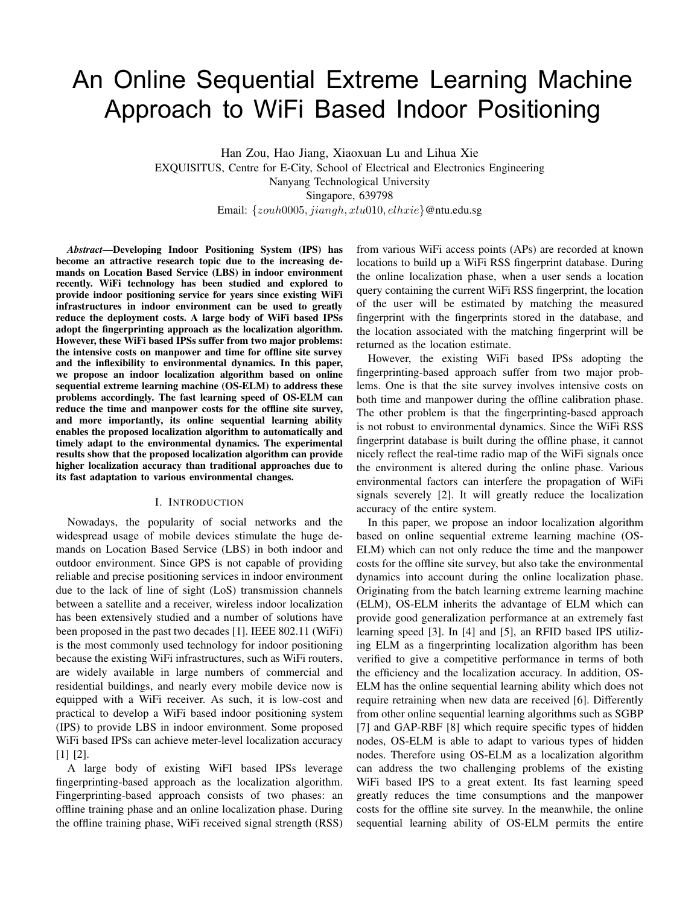# An Online Sequential Extreme Learning Machine Approach to WiFi Based Indoor Positioning

Han Zou, Hao Jiang, Xiaoxuan Lu and Lihua Xie
EXQUISITUS, Centre for E-City, School of Electrical and Electronics Engineering
Nanyang Technological University
Singapore, 639798
Email: $\{zouh0005, jiangh, xlu010, elhxie\}$@ntu.edu.sg

***Abstract*—Developing Indoor Positioning System (IPS) has become an attractive research topic due to the increasing demands on Location Based Service (LBS) in indoor environment recently. WiFi technology has been studied and explored to provide indoor positioning service for years since existing WiFi infrastructures in indoor environment can be used to greatly reduce the deployment costs. A large body of WiFi based IPSs adopt the fingerprinting approach as the localization algorithm. However, these WiFi based IPSs suffer from two major problems: the intensive costs on manpower and time for offline site survey and the inflexibility to environmental dynamics. In this paper, we propose an indoor localization algorithm based on online sequential extreme learning machine (OS-ELM) to address these problems accordingly. The fast learning speed of OS-ELM can reduce the time and manpower costs for the offline site survey, and more importantly, its online sequential learning ability enables the proposed localization algorithm to automatically and timely adapt to the environmental dynamics. The experimental results show that the proposed localization algorithm can provide higher localization accuracy than traditional approaches due to its fast adaptation to various environmental changes.**

## I. Introduction

Nowadays, the popularity of social networks and the widespread usage of mobile devices stimulate the huge demands on Location Based Service (LBS) in both indoor and outdoor environment. Since GPS is not capable of providing reliable and precise positioning services in indoor environment due to the lack of line of sight (LoS) transmission channels between a satellite and a receiver, wireless indoor localization has been extensively studied and a number of solutions have been proposed in the past two decades [1]. IEEE 802.11 (WiFi) is the most commonly used technology for indoor positioning because the existing WiFi infrastructures, such as WiFi routers, are widely available in large numbers of commercial and residential buildings, and nearly every mobile device now is equipped with a WiFi receiver. As such, it is low-cost and practical to develop a WiFi based indoor positioning system (IPS) to provide LBS in indoor environment. Some proposed WiFi based IPSs can achieve meter-level localization accuracy [1] [2].

A large body of existing WIFI based IPSs leverage fingerprinting-based approach as the localization algorithm. Fingerprinting-based approach consists of two phases: an offline training phase and an online localization phase. During the offline training phase, WiFi received signal strength (RSS) from various WiFi access points (APs) are recorded at known locations to build up a WiFi RSS fingerprint database. During the online localization phase, when a user sends a location query containing the current WiFi RSS fingerprint, the location of the user will be estimated by matching the measured fingerprint with the fingerprints stored in the database, and the location associated with the matching fingerprint will be returned as the location estimate.

However, the existing WiFi based IPSs adopting the fingerprinting-based approach suffer from two major problems. One is that the site survey involves intensive costs on both time and manpower during the offline calibration phase. The other problem is that the fingerprinting-based approach is not robust to environmental dynamics. Since the WiFi RSS fingerprint database is built during the offline phase, it cannot nicely reflect the real-time radio map of the WiFi signals once the environment is altered during the online phase. Various environmental factors can interfere the propagation of WiFi signals severely [2]. It will greatly reduce the localization accuracy of the entire system.

In this paper, we propose an indoor localization algorithm based on online sequential extreme learning machine (OS-ELM) which can not only reduce the time and the manpower costs for the offline site survey, but also take the environmental dynamics into account during the online localization phase. Originating from the batch learning extreme learning machine (ELM), OS-ELM inherits the advantage of ELM which can provide good generalization performance at an extremely fast learning speed [3]. In [4] and [5], an RFID based IPS utilizing ELM as a fingerprinting localization algorithm has been verified to give a competitive performance in terms of both the efficiency and the localization accuracy. In addition, OS-ELM has the online sequential learning ability which does not require retraining when new data are received [6]. Differently from other online sequential learning algorithms such as SGBP [7] and GAP-RBF [8] which require specific types of hidden nodes, OS-ELM is able to adapt to various types of hidden nodes. Therefore using OS-ELM as a localization algorithm can address the two challenging problems of the existing WiFi based IPS to a great extent. Its fast learning speed greatly reduces the time consumptions and the manpower costs for the offline site survey. In the meanwhile, the online sequential learning ability of OS-ELM permits the entire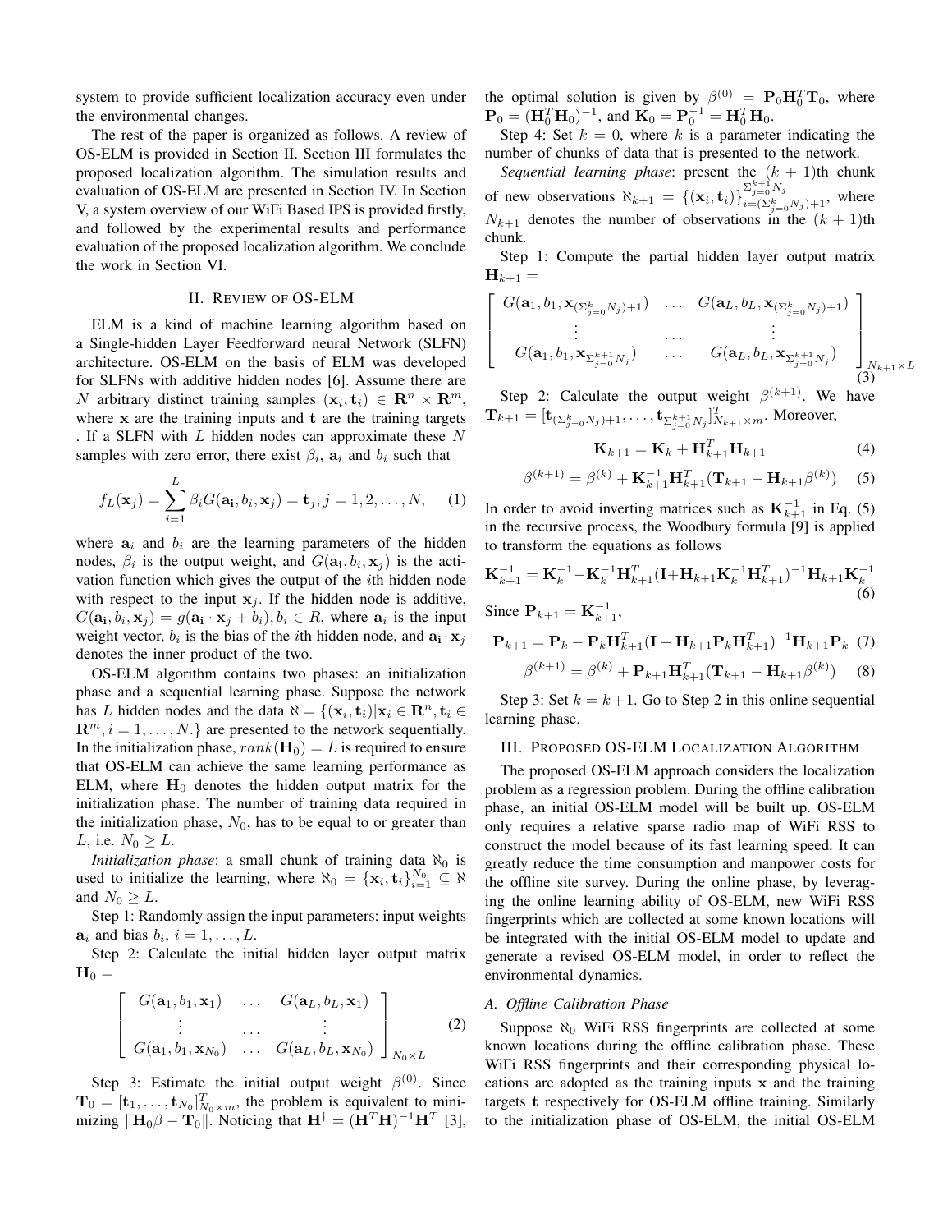system to provide sufficient localization accuracy even under the environmental changes.

The rest of the paper is organized as follows. A review of OS-ELM is provided in Section II. Section III formulates the proposed localization algorithm. The simulation results and evaluation of OS-ELM are presented in Section IV. In Section V, a system overview of our WiFi Based IPS is provided firstly, and followed by the experimental results and performance evaluation of the proposed localization algorithm. We conclude the work in Section VI.

## II. Review of OS-ELM

ELM is a kind of machine learning algorithm based on a Single-hidden Layer Feedforward neural Network (SLFN) architecture. OS-ELM on the basis of ELM was developed for SLFNs with additive hidden nodes [6]. Assume there are $N$ arbitrary distinct training samples $(\mathbf{x}_i, \mathbf{t}_i) \in \mathbf{R}^n \times \mathbf{R}^m$, where $\mathbf{x}$ are the training inputs and $\mathbf{t}$ are the training targets . If a SLFN with $L$ hidden nodes can approximate these $N$ samples with zero error, there exist $\beta_i$, $\mathbf{a}_i$ and $b_i$ such that

$$f_L(\mathbf{x}_j) = \sum_{i=1}^{L} \beta_i G(\mathbf{a_i}, b_i, \mathbf{x}_j) = \mathbf{t}_j, j = 1, 2, \ldots, N, \quad (1)$$

where $\mathbf{a}_i$ and $b_i$ are the learning parameters of the hidden nodes, $\beta_i$ is the output weight, and $G(\mathbf{a}_i, b_i, \mathbf{x}_j)$ is the activation function which gives the output of the $i$th hidden node with respect to the input $\mathbf{x}_j$. If the hidden node is additive, $G(\mathbf{a}_i, b_i, \mathbf{x}_j) = g(\mathbf{a_i} \cdot \mathbf{x}_j + b_i), b_i \in R$, where $\mathbf{a}_i$ is the input weight vector, $b_i$ is the bias of the $i$th hidden node, and $\mathbf{a_i} \cdot \mathbf{x}_j$ denotes the inner product of the two.

OS-ELM algorithm contains two phases: an initialization phase and a sequential learning phase. Suppose the network has $L$ hidden nodes and the data $\aleph = \{(\mathbf{x}_i, \mathbf{t}_i) | \mathbf{x}_i \in \mathbf{R}^n, \mathbf{t}_i \in \mathbf{R}^m, i = 1, \ldots, N.\}$ are presented to the network sequentially. In the initialization phase, $rank(\mathbf{H}_0) = L$ is required to ensure that OS-ELM can achieve the same learning performance as ELM, where $\mathbf{H}_0$ denotes the hidden output matrix for the initialization phase. The number of training data required in the initialization phase, $N_0$, has to be equal to or greater than $L$, i.e. $N_0 \geq L$.

*Initialization phase*: a small chunk of training data $\aleph_0$ is used to initialize the learning, where $\aleph_0 = \{\mathbf{x}_i, \mathbf{t}_i\}_{i=1}^{N_0} \subseteq \aleph$ and $N_0 \geq L$.

Step 1: Randomly assign the input parameters: input weights $\mathbf{a}_i$ and bias $b_i$, $i = 1, \ldots, L$.

Step 2: Calculate the initial hidden layer output matrix $\mathbf{H}_0 =$

$$\left[ \begin{array}{ccc} G(\mathbf{a}_1, b_1, \mathbf{x}_1) & \ldots & G(\mathbf{a}_L, b_L, \mathbf{x}_1) \\ \vdots & \ldots & \vdots \\ G(\mathbf{a}_1, b_1, \mathbf{x}_{N_0}) & \ldots & G(\mathbf{a}_L, b_L, \mathbf{x}_{N_0}) \end{array} \right]_{N_0 \times L} \quad (2)$$

Step 3: Estimate the initial output weight $\beta^{(0)}$. Since $\mathbf{T}_0 = [\mathbf{t}_1, \ldots, \mathbf{t}_{N_0}]^T_{N_0 \times m}$, the problem is equivalent to minimizing $\|\mathbf{H}_0 \beta - \mathbf{T}_0\|$. Noticing that $\mathbf{H}^\dagger = (\mathbf{H}^T \mathbf{H})^{-1} \mathbf{H}^T$ [3], the optimal solution is given by $\beta^{(0)} = \mathbf{P}_0 \mathbf{H}_0^T \mathbf{T}_0$, where $\mathbf{P}_0 = (\mathbf{H}_0^T \mathbf{H}_0)^{-1}$, and $\mathbf{K}_0 = \mathbf{P}_0^{-1} = \mathbf{H}_0^T \mathbf{H}_0$.

Step 4: Set $k = 0$, where $k$ is a parameter indicating the number of chunks of data that is presented to the network.

*Sequential learning phase*: present the $(k+1)$th chunk of new observations $\aleph_{k+1} = \{(\mathbf{x}_i, \mathbf{t}_i)\}_{i=(\Sigma_{j=0}^{k} N_j)+1}^{\Sigma_{j=0}^{k+1} N_j}$, where $N_{k+1}$ denotes the number of observations in the $(k+1)$th chunk.

Step 1: Compute the partial hidden layer output matrix $\mathbf{H}_{k+1} =$

$$\left[ \begin{array}{ccc} G(\mathbf{a}_1, b_1, \mathbf{x}_{(\Sigma_{j=0}^{k} N_j)+1}) & \ldots & G(\mathbf{a}_L, b_L, \mathbf{x}_{(\Sigma_{j=0}^{k} N_j)+1}) \\ \vdots & \ldots & \vdots \\ G(\mathbf{a}_1, b_1, \mathbf{x}_{\Sigma_{j=0}^{k+1} N_j}) & \ldots & G(\mathbf{a}_L, b_L, \mathbf{x}_{\Sigma_{j=0}^{k+1} N_j}) \end{array} \right]_{N_{k+1} \times L} \quad (3)$$

Step 2: Calculate the output weight $\beta^{(k+1)}$. We have $\mathbf{T}_{k+1} = [\mathbf{t}_{(\Sigma_{j=0}^{k} N_j)+1}, \ldots, \mathbf{t}_{\Sigma_{j=0}^{k+1} N_j}]^T_{N_{k+1} \times m}$. Moreover,

$$\mathbf{K}_{k+1} = \mathbf{K}_k + \mathbf{H}_{k+1}^T \mathbf{H}_{k+1} \quad (4)$$

$$\beta^{(k+1)} = \beta^{(k)} + \mathbf{K}_{k+1}^{-1} \mathbf{H}_{k+1}^T (\mathbf{T}_{k+1} - \mathbf{H}_{k+1} \beta^{(k)}) \quad (5)$$

In order to avoid inverting matrices such as $\mathbf{K}_{k+1}^{-1}$ in Eq. (5) in the recursive process, the Woodbury formula [9] is applied to transform the equations as follows

$$\mathbf{K}_{k+1}^{-1} = \mathbf{K}_k^{-1} - \mathbf{K}_k^{-1} \mathbf{H}_{k+1}^T (\mathbf{I} + \mathbf{H}_{k+1} \mathbf{K}_k^{-1} \mathbf{H}_{k+1}^T)^{-1} \mathbf{H}_{k+1} \mathbf{K}_k^{-1} \quad (6)$$

Since $\mathbf{P}_{k+1} = \mathbf{K}_{k+1}^{-1}$,

$$\mathbf{P}_{k+1} = \mathbf{P}_k - \mathbf{P}_k \mathbf{H}_{k+1}^T (\mathbf{I} + \mathbf{H}_{k+1} \mathbf{P}_k \mathbf{H}_{k+1}^T)^{-1} \mathbf{H}_{k+1} \mathbf{P}_k \quad (7)$$

$$\beta^{(k+1)} = \beta^{(k)} + \mathbf{P}_{k+1} \mathbf{H}_{k+1}^T (\mathbf{T}_{k+1} - \mathbf{H}_{k+1} \beta^{(k)}) \quad (8)$$

Step 3: Set $k = k+1$. Go to Step 2 in this online sequential learning phase.

## III. Proposed OS-ELM Localization Algorithm

The proposed OS-ELM approach considers the localization problem as a regression problem. During the offline calibration phase, an initial OS-ELM model will be built up. OS-ELM only requires a relative sparse radio map of WiFi RSS to construct the model because of its fast learning speed. It can greatly reduce the time consumption and manpower costs for the offline site survey. During the online phase, by leveraging the online learning ability of OS-ELM, new WiFi RSS fingerprints which are collected at some known locations will be integrated with the initial OS-ELM model to update and generate a revised OS-ELM model, in order to reflect the environmental dynamics.

### A. Offline Calibration Phase

Suppose $\aleph_0$ WiFi RSS fingerprints are collected at some known locations during the offline calibration phase. These WiFi RSS fingerprints and their corresponding physical locations are adopted as the training inputs $\mathbf{x}$ and the training targets $\mathbf{t}$ respectively for OS-ELM offline training. Similarly to the initialization phase of OS-ELM, the initial OS-ELM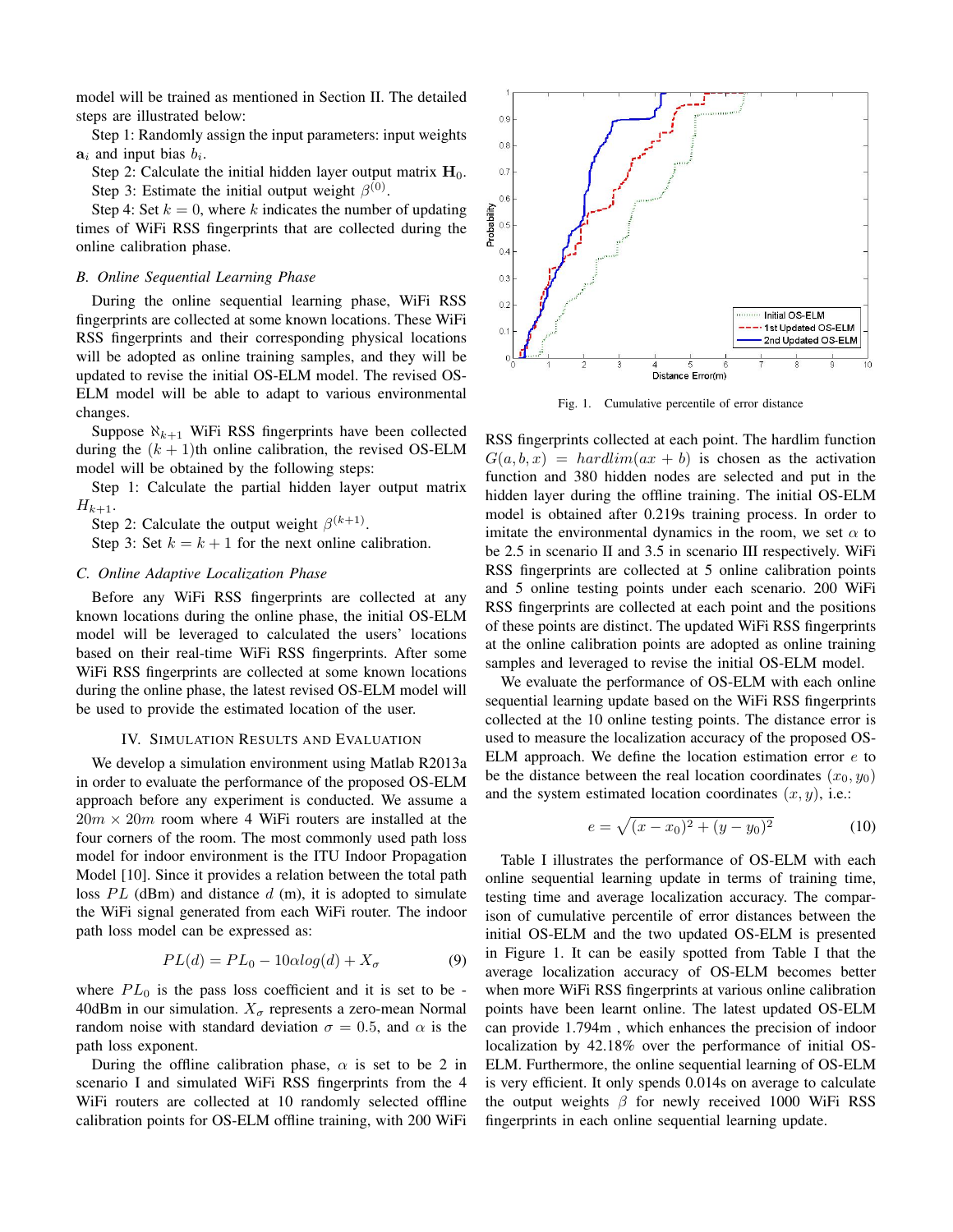model will be trained as mentioned in Section II. The detailed steps are illustrated below:

Step 1: Randomly assign the input parameters: input weights $\mathbf{a}_i$ and input bias $b_i$.

Step 2: Calculate the initial hidden layer output matrix $\mathbf{H}_0$.

Step 3: Estimate the initial output weight $\beta^{(0)}$.

Step 4: Set $k = 0$, where $k$ indicates the number of updating times of WiFi RSS fingerprints that are collected during the online calibration phase.

### B. Online Sequential Learning Phase

During the online sequential learning phase, WiFi RSS fingerprints are collected at some known locations. These WiFi RSS fingerprints and their corresponding physical locations will be adopted as online training samples, and they will be updated to revise the initial OS-ELM model. The revised OS-ELM model will be able to adapt to various environmental changes.

Suppose $\aleph_{k+1}$ WiFi RSS fingerprints have been collected during the $(k+1)$th online calibration, the revised OS-ELM model will be obtained by the following steps:

Step 1: Calculate the partial hidden layer output matrix $H_{k+1}$.

Step 2: Calculate the output weight $\beta^{(k+1)}$.

Step 3: Set $k = k + 1$ for the next online calibration.

### C. Online Adaptive Localization Phase

Before any WiFi RSS fingerprints are collected at any known locations during the online phase, the initial OS-ELM model will be leveraged to calculated the users' locations based on their real-time WiFi RSS fingerprints. After some WiFi RSS fingerprints are collected at some known locations during the online phase, the latest revised OS-ELM model will be used to provide the estimated location of the user.

## IV. Simulation Results and Evaluation

We develop a simulation environment using Matlab R2013a in order to evaluate the performance of the proposed OS-ELM approach before any experiment is conducted. We assume a $20m \times 20m$ room where 4 WiFi routers are installed at the four corners of the room. The most commonly used path loss model for indoor environment is the ITU Indoor Propagation Model [10]. Since it provides a relation between the total path loss $PL$ (dBm) and distance $d$ (m), it is adopted to simulate the WiFi signal generated from each WiFi router. The indoor path loss model can be expressed as:

$$PL(d) = PL_0 - 10\alpha log(d) + X_\sigma \tag{9}$$

where $PL_0$ is the pass loss coefficient and it is set to be -40dBm in our simulation. $X_\sigma$ represents a zero-mean Normal random noise with standard deviation $\sigma = 0.5$, and $\alpha$ is the path loss exponent.

During the offline calibration phase, $\alpha$ is set to be 2 in scenario I and simulated WiFi RSS fingerprints from the 4 WiFi routers are collected at 10 randomly selected offline calibration points for OS-ELM offline training, with 200 WiFi RSS fingerprints collected at each point. The hardlim function $G(a, b, x) = hardlim(ax + b)$ is chosen as the activation function and 380 hidden nodes are selected and put in the hidden layer during the offline training. The initial OS-ELM model is obtained after 0.219s training process. In order to imitate the environmental dynamics in the room, we set $\alpha$ to be 2.5 in scenario II and 3.5 in scenario III respectively. WiFi RSS fingerprints are collected at 5 online calibration points and 5 online testing points under each scenario. 200 WiFi RSS fingerprints are collected at each point and the positions of these points are distinct. The updated WiFi RSS fingerprints at the online calibration points are adopted as online training samples and leveraged to revise the initial OS-ELM model.

Fig. 1. Cumulative percentile of error distance

We evaluate the performance of OS-ELM with each online sequential learning update based on the WiFi RSS fingerprints collected at the 10 online testing points. The distance error is used to measure the localization accuracy of the proposed OS-ELM approach. We define the location estimation error $e$ to be the distance between the real location coordinates $(x_0, y_0)$ and the system estimated location coordinates $(x, y)$, i.e.:

$$e = \sqrt{(x - x_0)^2 + (y - y_0)^2} \tag{10}$$

Table I illustrates the performance of OS-ELM with each online sequential learning update in terms of training time, testing time and average localization accuracy. The comparison of cumulative percentile of error distances between the initial OS-ELM and the two updated OS-ELM is presented in Figure 1. It can be easily spotted from Table I that the average localization accuracy of OS-ELM becomes better when more WiFi RSS fingerprints at various online calibration points have been learnt online. The latest updated OS-ELM can provide 1.794m , which enhances the precision of indoor localization by 42.18% over the performance of initial OS-ELM. Furthermore, the online sequential learning of OS-ELM is very efficient. It only spends 0.014s on average to calculate the output weights $\beta$ for newly received 1000 WiFi RSS fingerprints in each online sequential learning update.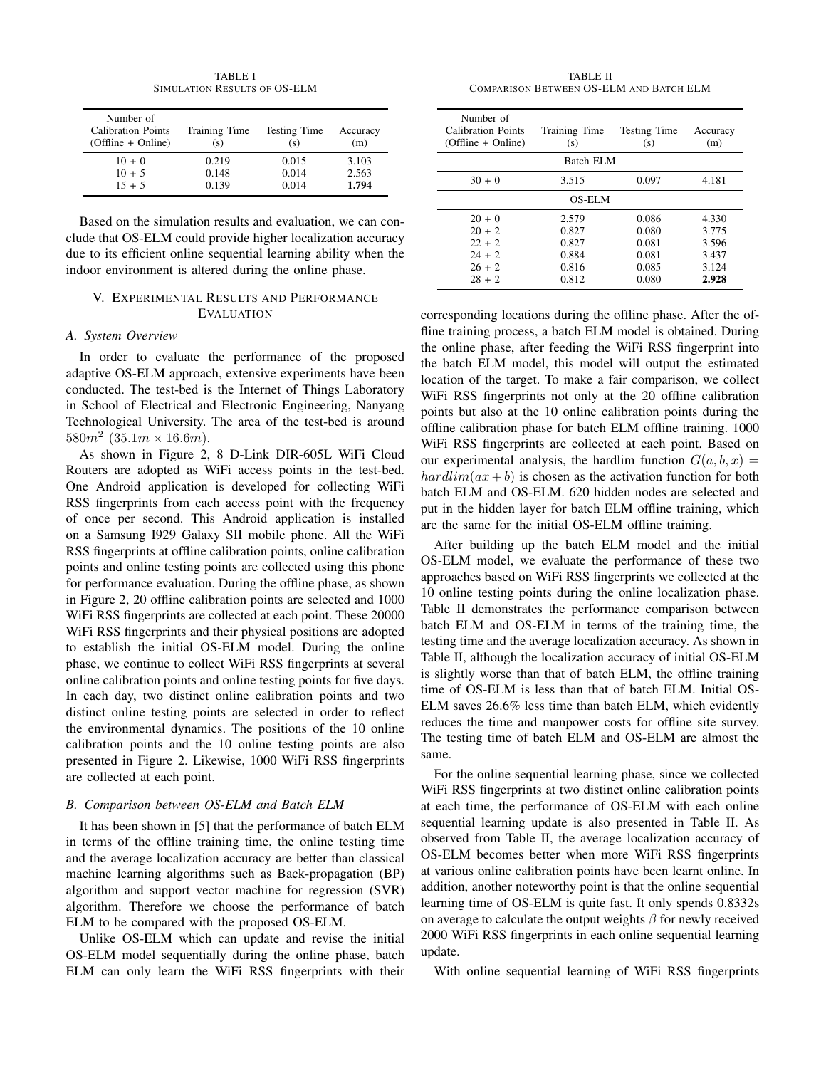TABLE I
SIMULATION RESULTS OF OS-ELM

| Number of Calibration Points (Offline + Online) | Training Time (s) | Testing Time (s) | Accuracy (m) |
|---|---|---|---|
| 10 + 0 | 0.219 | 0.015 | 3.103 |
| 10 + 5 | 0.148 | 0.014 | 2.563 |
| 15 + 5 | 0.139 | 0.014 | **1.794** |

Based on the simulation results and evaluation, we can conclude that OS-ELM could provide higher localization accuracy due to its efficient online sequential learning ability when the indoor environment is altered during the online phase.

## V. EXPERIMENTAL RESULTS AND PERFORMANCE EVALUATION

### A. System Overview

In order to evaluate the performance of the proposed adaptive OS-ELM approach, extensive experiments have been conducted. The test-bed is the Internet of Things Laboratory in School of Electrical and Electronic Engineering, Nanyang Technological University. The area of the test-bed is around $580m^2$ $(35.1m \times 16.6m)$.

As shown in Figure 2, 8 D-Link DIR-605L WiFi Cloud Routers are adopted as WiFi access points in the test-bed. One Android application is developed for collecting WiFi RSS fingerprints from each access point with the frequency of once per second. This Android application is installed on a Samsung I929 Galaxy SII mobile phone. All the WiFi RSS fingerprints at offline calibration points, online calibration points and online testing points are collected using this phone for performance evaluation. During the offline phase, as shown in Figure 2, 20 offline calibration points are selected and 1000 WiFi RSS fingerprints are collected at each point. These 20000 WiFi RSS fingerprints and their physical positions are adopted to establish the initial OS-ELM model. During the online phase, we continue to collect WiFi RSS fingerprints at several online calibration points and online testing points for five days. In each day, two distinct online calibration points and two distinct online testing points are selected in order to reflect the environmental dynamics. The positions of the 10 online calibration points and the 10 online testing points are also presented in Figure 2. Likewise, 1000 WiFi RSS fingerprints are collected at each point.

### B. Comparison between OS-ELM and Batch ELM

It has been shown in [5] that the performance of batch ELM in terms of the offline training time, the online testing time and the average localization accuracy are better than classical machine learning algorithms such as Back-propagation (BP) algorithm and support vector machine for regression (SVR) algorithm. Therefore we choose the performance of batch ELM to be compared with the proposed OS-ELM.

Unlike OS-ELM which can update and revise the initial OS-ELM model sequentially during the online phase, batch ELM can only learn the WiFi RSS fingerprints with their corresponding locations during the offline phase. After the offline training process, a batch ELM model is obtained. During the online phase, after feeding the WiFi RSS fingerprint into the batch ELM model, this model will output the estimated location of the target. To make a fair comparison, we collect WiFi RSS fingerprints not only at the 20 offline calibration points but also at the 10 online calibration points during the offline calibration phase for batch ELM offline training. 1000 WiFi RSS fingerprints are collected at each point. Based on our experimental analysis, the hardlim function $G(a, b, x) = hardlim(ax + b)$ is chosen as the activation function for both batch ELM and OS-ELM. 620 hidden nodes are selected and put in the hidden layer for batch ELM offline training, which are the same for the initial OS-ELM offline training.

TABLE II
COMPARISON BETWEEN OS-ELM AND BATCH ELM

| Number of Calibration Points (Offline + Online) | Training Time (s) | Testing Time (s) | Accuracy (m) |
|---|---|---|---|
| Batch ELM | | | |
| 30 + 0 | 3.515 | 0.097 | 4.181 |
| OS-ELM | | | |
| 20 + 0 | 2.579 | 0.086 | 4.330 |
| 20 + 2 | 0.827 | 0.080 | 3.775 |
| 22 + 2 | 0.827 | 0.081 | 3.596 |
| 24 + 2 | 0.884 | 0.081 | 3.437 |
| 26 + 2 | 0.816 | 0.085 | 3.124 |
| 28 + 2 | 0.812 | 0.080 | **2.928** |

After building up the batch ELM model and the initial OS-ELM model, we evaluate the performance of these two approaches based on WiFi RSS fingerprints we collected at the 10 online testing points during the online localization phase. Table II demonstrates the performance comparison between batch ELM and OS-ELM in terms of the training time, the testing time and the average localization accuracy. As shown in Table II, although the localization accuracy of initial OS-ELM is slightly worse than that of batch ELM, the offline training time of OS-ELM is less than that of batch ELM. Initial OS-ELM saves 26.6% less time than batch ELM, which evidently reduces the time and manpower costs for offline site survey. The testing time of batch ELM and OS-ELM are almost the same.

For the online sequential learning phase, since we collected WiFi RSS fingerprints at two distinct online calibration points at each time, the performance of OS-ELM with each online sequential learning update is also presented in Table II. As observed from Table II, the average localization accuracy of OS-ELM becomes better when more WiFi RSS fingerprints at various online calibration points have been learnt online. In addition, another noteworthy point is that the online sequential learning time of OS-ELM is quite fast. It only spends 0.8332s on average to calculate the output weights $\beta$ for newly received 2000 WiFi RSS fingerprints in each online sequential learning update.

With online sequential learning of WiFi RSS fingerprints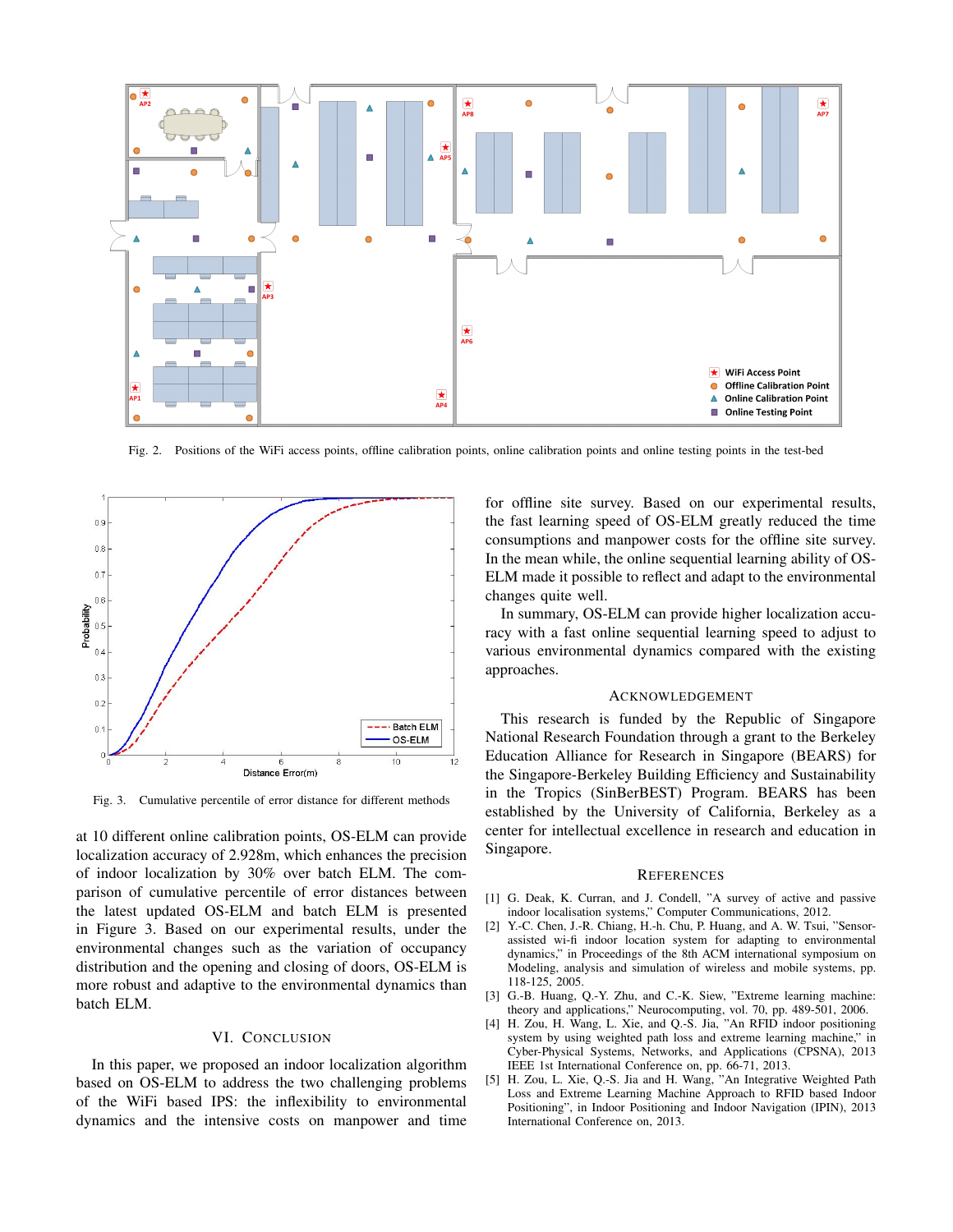Fig. 2. Positions of the WiFi access points, offline calibration points, online calibration points and online testing points in the test-bed

Fig. 3. Cumulative percentile of error distance for different methods

at 10 different online calibration points, OS-ELM can provide localization accuracy of 2.928m, which enhances the precision of indoor localization by 30% over batch ELM. The comparison of cumulative percentile of error distances between the latest updated OS-ELM and batch ELM is presented in Figure 3. Based on our experimental results, under the environmental changes such as the variation of occupancy distribution and the opening and closing of doors, OS-ELM is more robust and adaptive to the environmental dynamics than batch ELM.

## VI. Conclusion

In this paper, we proposed an indoor localization algorithm based on OS-ELM to address the two challenging problems of the WiFi based IPS: the inflexibility to environmental dynamics and the intensive costs on manpower and time for offline site survey. Based on our experimental results, the fast learning speed of OS-ELM greatly reduced the time consumptions and manpower costs for the offline site survey. In the mean while, the online sequential learning ability of OS-ELM made it possible to reflect and adapt to the environmental changes quite well.

In summary, OS-ELM can provide higher localization accuracy with a fast online sequential learning speed to adjust to various environmental dynamics compared with the existing approaches.

## Acknowledgement

This research is funded by the Republic of Singapore National Research Foundation through a grant to the Berkeley Education Alliance for Research in Singapore (BEARS) for the Singapore-Berkeley Building Efficiency and Sustainability in the Tropics (SinBerBEST) Program. BEARS has been established by the University of California, Berkeley as a center for intellectual excellence in research and education in Singapore.

## References

[1] G. Deak, K. Curran, and J. Condell, "A survey of active and passive indoor localisation systems," Computer Communications, 2012.

[2] Y.-C. Chen, J.-R. Chiang, H.-h. Chu, P. Huang, and A. W. Tsui, "Sensor-assisted wi-fi indoor location system for adapting to environmental dynamics," in Proceedings of the 8th ACM international symposium on Modeling, analysis and simulation of wireless and mobile systems, pp. 118-125, 2005.

[3] G.-B. Huang, Q.-Y. Zhu, and C.-K. Siew, "Extreme learning machine: theory and applications," Neurocomputing, vol. 70, pp. 489-501, 2006.

[4] H. Zou, H. Wang, L. Xie, and Q.-S. Jia, "An RFID indoor positioning system by using weighted path loss and extreme learning machine," in Cyber-Physical Systems, Networks, and Applications (CPSNA), 2013 IEEE 1st International Conference on, pp. 66-71, 2013.

[5] H. Zou, L. Xie, Q.-S. Jia and H. Wang, "An Integrative Weighted Path Loss and Extreme Learning Machine Approach to RFID based Indoor Positioning", in Indoor Positioning and Indoor Navigation (IPIN), 2013 International Conference on, 2013.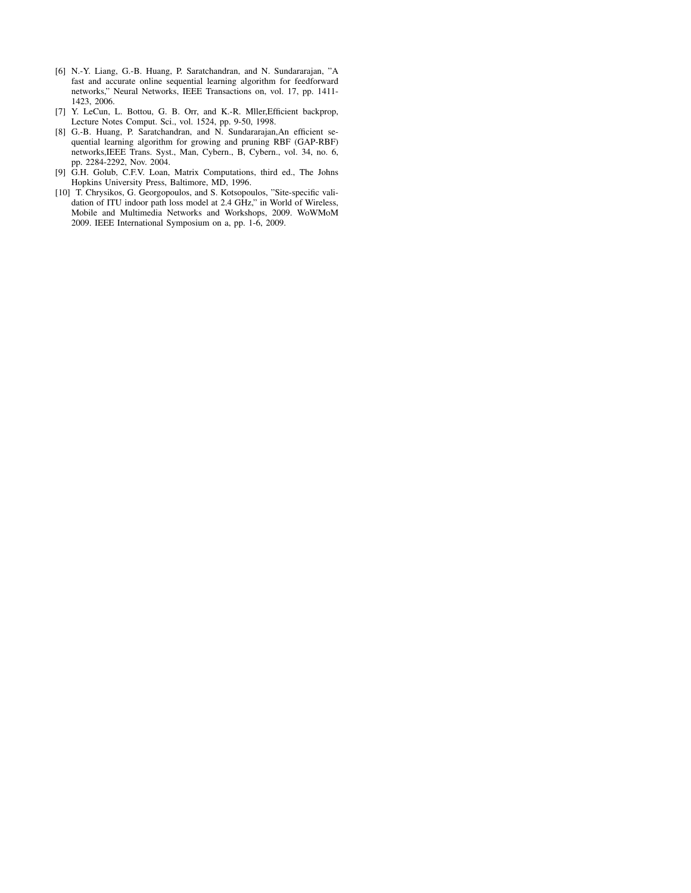[6] N.-Y. Liang, G.-B. Huang, P. Saratchandran, and N. Sundararajan, "A fast and accurate online sequential learning algorithm for feedforward networks," Neural Networks, IEEE Transactions on, vol. 17, pp. 1411-1423, 2006.

[7] Y. LeCun, L. Bottou, G. B. Orr, and K.-R. Mller,Efficient backprop, Lecture Notes Comput. Sci., vol. 1524, pp. 9-50, 1998.

[8] G.-B. Huang, P. Saratchandran, and N. Sundararajan,An efficient sequential learning algorithm for growing and pruning RBF (GAP-RBF) networks,IEEE Trans. Syst., Man, Cybern., B, Cybern., vol. 34, no. 6, pp. 2284-2292, Nov. 2004.

[9] G.H. Golub, C.F.V. Loan, Matrix Computations, third ed., The Johns Hopkins University Press, Baltimore, MD, 1996.

[10] T. Chrysikos, G. Georgopoulos, and S. Kotsopoulos, "Site-specific validation of ITU indoor path loss model at 2.4 GHz," in World of Wireless, Mobile and Multimedia Networks and Workshops, 2009. WoWMoM 2009. IEEE International Symposium on a, pp. 1-6, 2009.